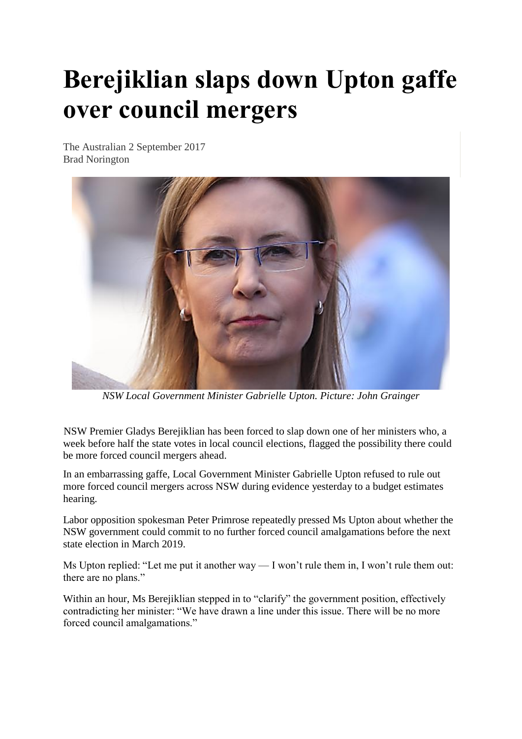# Berejiklian slaps down Upton gaffe over council mergers

The Australian 2 September 2017
Brad Norington

*NSW Local Government Minister Gabrielle Upton. Picture: John Grainger*

NSW Premier Gladys Berejiklian has been forced to slap down one of her ministers who, a week before half the state votes in local council elections, flagged the possibility there could be more forced council mergers ahead.

In an embarrassing gaffe, Local Government Minister Gabrielle Upton refused to rule out more forced council mergers across NSW during evidence yesterday to a budget estimates hearing.

Labor opposition spokesman Peter Primrose repeatedly pressed Ms Upton about whether the NSW government could commit to no further forced council amalgamations before the next state election in March 2019.

Ms Upton replied: "Let me put it another way — I won't rule them in, I won't rule them out: there are no plans."

Within an hour, Ms Berejiklian stepped in to "clarify" the government position, effectively contradicting her minister: "We have drawn a line under this issue. There will be no more forced council amalgamations."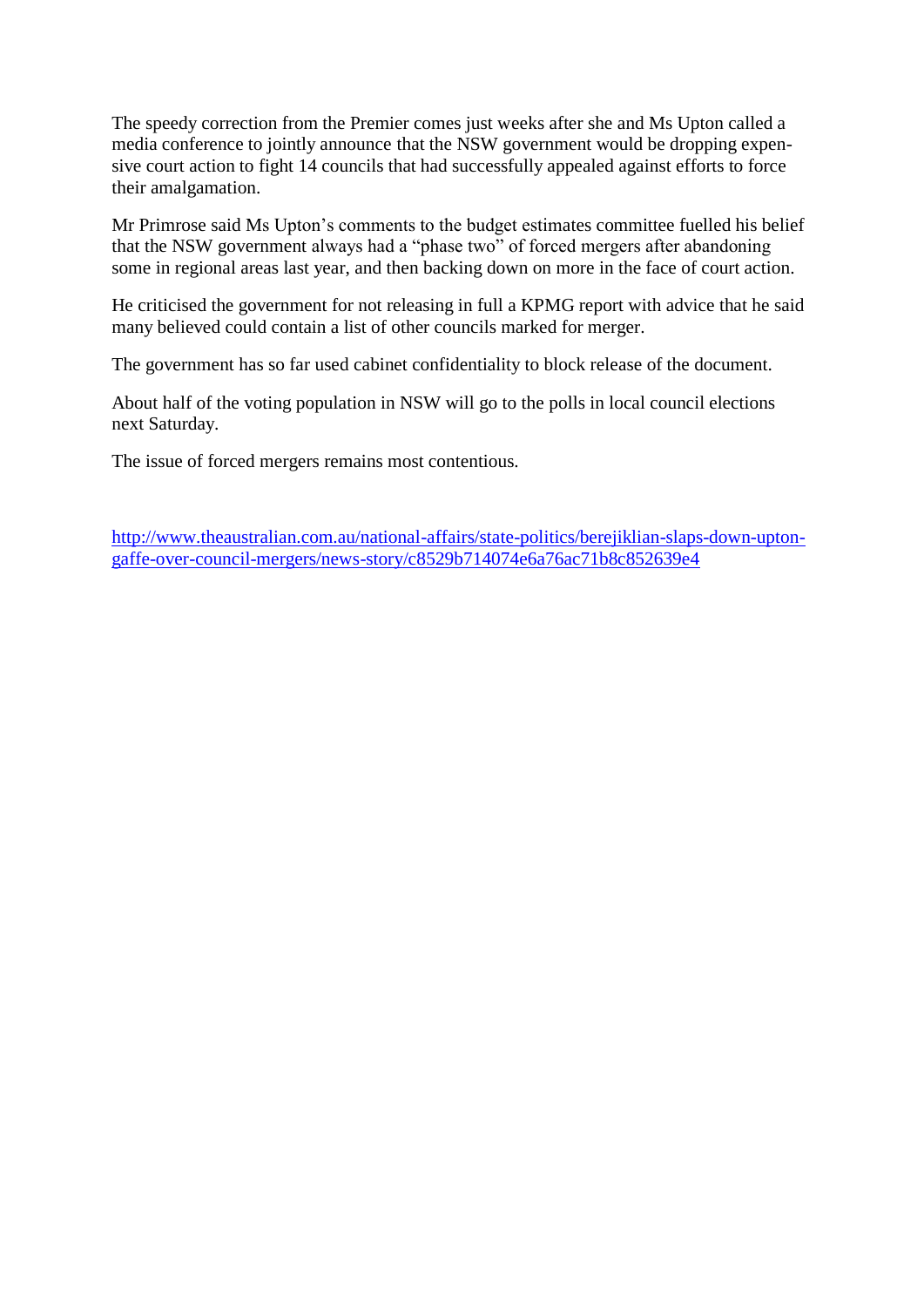The speedy correction from the Premier comes just weeks after she and Ms Upton called a media conference to jointly announce that the NSW government would be dropping expensive court action to fight 14 councils that had successfully appealed against efforts to force their amalgamation.

Mr Primrose said Ms Upton's comments to the budget estimates committee fuelled his belief that the NSW government always had a "phase two" of forced mergers after abandoning some in regional areas last year, and then backing down on more in the face of court action.

He criticised the government for not releasing in full a KPMG report with advice that he said many believed could contain a list of other councils marked for merger.

The government has so far used cabinet confidentiality to block release of the document.

About half of the voting population in NSW will go to the polls in local council elections next Saturday.

The issue of forced mergers remains most contentious.

[http://www.theaustralian.com.au/national-affairs/state-politics/berejiklian-slaps-down-upton-gaffe-over-council-mergers/news-story/c8529b714074e6a76ac71b8c852639e4](http://www.theaustralian.com.au/national-affairs/state-politics/berejiklian-slaps-down-upton-gaffe-over-council-mergers/news-story/c8529b714074e6a76ac71b8c852639e4)